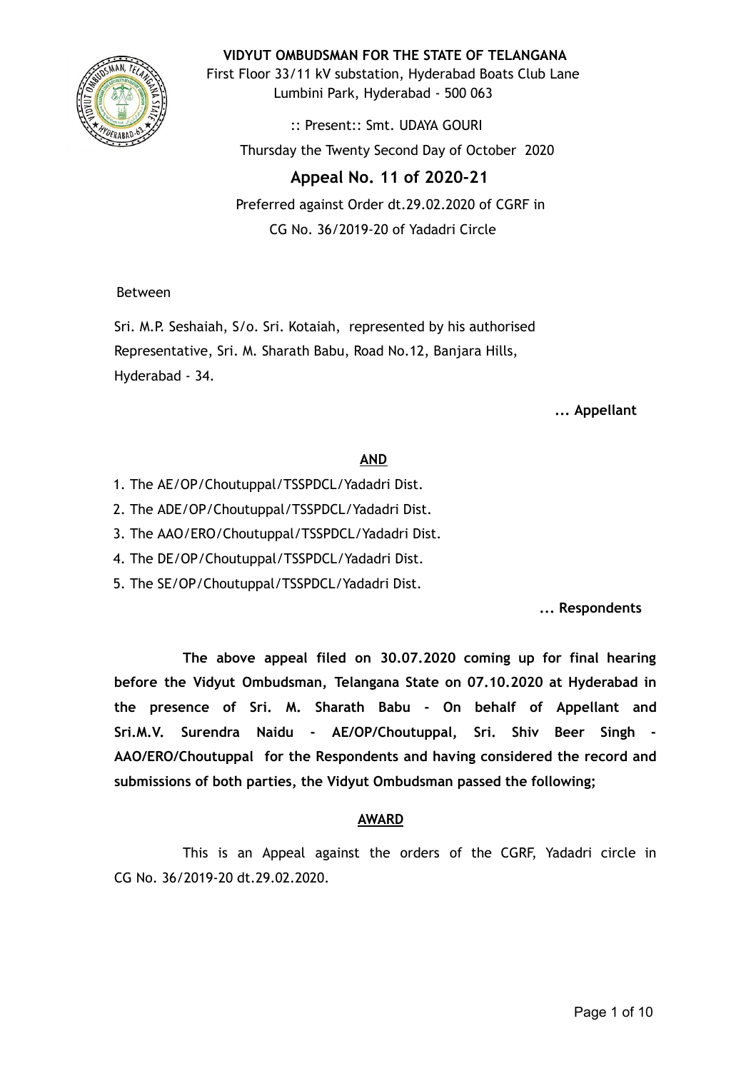**VIDYUT OMBUDSMAN FOR THE STATE OF TELANGANA**

First Floor 33/11 kV substation, Hyderabad Boats Club Lane
Lumbini Park, Hyderabad - 500 063

:: Present:: Smt. UDAYA GOURI

Thursday the Twenty Second Day of October 2020

# Appeal No. 11 of 2020-21

Preferred against Order dt.29.02.2020 of CGRF in
CG No. 36/2019-20 of Yadadri Circle

Between

Sri. M.P. Seshaiah, S/o. Sri. Kotaiah, represented by his authorised Representative, Sri. M. Sharath Babu, Road No.12, Banjara Hills, Hyderabad - 34.

**... Appellant**

**AND**

1. The AE/OP/Choutuppal/TSSPDCL/Yadadri Dist.
2. The ADE/OP/Choutuppal/TSSPDCL/Yadadri Dist.
3. The AAO/ERO/Choutuppal/TSSPDCL/Yadadri Dist.
4. The DE/OP/Choutuppal/TSSPDCL/Yadadri Dist.
5. The SE/OP/Choutuppal/TSSPDCL/Yadadri Dist.

**... Respondents**

**The above appeal filed on 30.07.2020 coming up for final hearing before the Vidyut Ombudsman, Telangana State on 07.10.2020 at Hyderabad in the presence of Sri. M. Sharath Babu - On behalf of Appellant and Sri.M.V. Surendra Naidu - AE/OP/Choutuppal, Sri. Shiv Beer Singh - AAO/ERO/Choutuppal for the Respondents and having considered the record and submissions of both parties, the Vidyut Ombudsman passed the following;**

**AWARD**

This is an Appeal against the orders of the CGRF, Yadadri circle in CG No. 36/2019-20 dt.29.02.2020.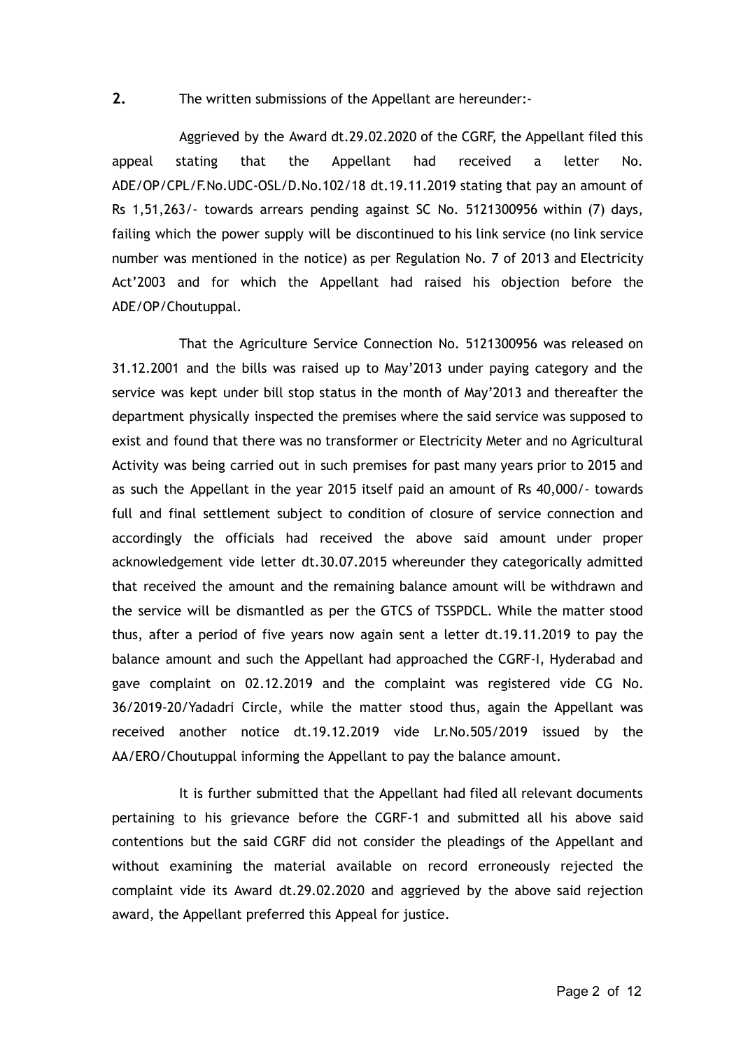**2.** The written submissions of the Appellant are hereunder:-

Aggrieved by the Award dt.29.02.2020 of the CGRF, the Appellant filed this appeal stating that the Appellant had received a letter No. ADE/OP/CPL/F.No.UDC-OSL/D.No.102/18 dt.19.11.2019 stating that pay an amount of Rs 1,51,263/- towards arrears pending against SC No. 5121300956 within (7) days, failing which the power supply will be discontinued to his link service (no link service number was mentioned in the notice) as per Regulation No. 7 of 2013 and Electricity Act'2003 and for which the Appellant had raised his objection before the ADE/OP/Choutuppal.

That the Agriculture Service Connection No. 5121300956 was released on 31.12.2001 and the bills was raised up to May'2013 under paying category and the service was kept under bill stop status in the month of May'2013 and thereafter the department physically inspected the premises where the said service was supposed to exist and found that there was no transformer or Electricity Meter and no Agricultural Activity was being carried out in such premises for past many years prior to 2015 and as such the Appellant in the year 2015 itself paid an amount of Rs 40,000/- towards full and final settlement subject to condition of closure of service connection and accordingly the officials had received the above said amount under proper acknowledgement vide letter dt.30.07.2015 whereunder they categorically admitted that received the amount and the remaining balance amount will be withdrawn and the service will be dismantled as per the GTCS of TSSPDCL. While the matter stood thus, after a period of five years now again sent a letter dt.19.11.2019 to pay the balance amount and such the Appellant had approached the CGRF-I, Hyderabad and gave complaint on 02.12.2019 and the complaint was registered vide CG No. 36/2019-20/Yadadri Circle, while the matter stood thus, again the Appellant was received another notice dt.19.12.2019 vide Lr.No.505/2019 issued by the AA/ERO/Choutuppal informing the Appellant to pay the balance amount.

It is further submitted that the Appellant had filed all relevant documents pertaining to his grievance before the CGRF-1 and submitted all his above said contentions but the said CGRF did not consider the pleadings of the Appellant and without examining the material available on record erroneously rejected the complaint vide its Award dt.29.02.2020 and aggrieved by the above said rejection award, the Appellant preferred this Appeal for justice.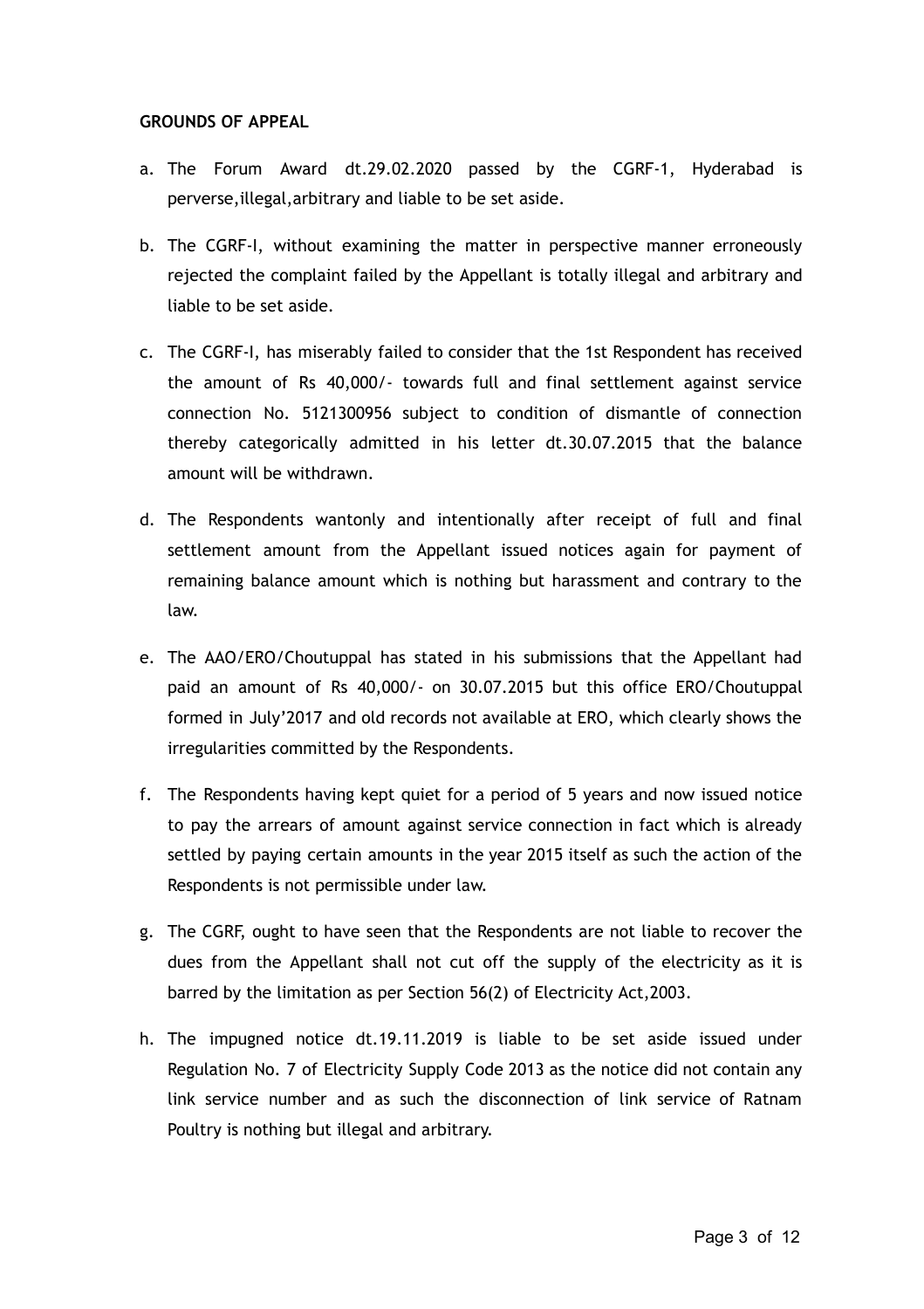**GROUNDS OF APPEAL**

a. The Forum Award dt.29.02.2020 passed by the CGRF-1, Hyderabad is perverse,illegal,arbitrary and liable to be set aside.

b. The CGRF-I, without examining the matter in perspective manner erroneously rejected the complaint failed by the Appellant is totally illegal and arbitrary and liable to be set aside.

c. The CGRF-I, has miserably failed to consider that the 1st Respondent has received the amount of Rs 40,000/- towards full and final settlement against service connection No. 5121300956 subject to condition of dismantle of connection thereby categorically admitted in his letter dt.30.07.2015 that the balance amount will be withdrawn.

d. The Respondents wantonly and intentionally after receipt of full and final settlement amount from the Appellant issued notices again for payment of remaining balance amount which is nothing but harassment and contrary to the law.

e. The AAO/ERO/Choutuppal has stated in his submissions that the Appellant had paid an amount of Rs 40,000/- on 30.07.2015 but this office ERO/Choutuppal formed in July'2017 and old records not available at ERO, which clearly shows the irregularities committed by the Respondents.

f. The Respondents having kept quiet for a period of 5 years and now issued notice to pay the arrears of amount against service connection in fact which is already settled by paying certain amounts in the year 2015 itself as such the action of the Respondents is not permissible under law.

g. The CGRF, ought to have seen that the Respondents are not liable to recover the dues from the Appellant shall not cut off the supply of the electricity as it is barred by the limitation as per Section 56(2) of Electricity Act,2003.

h. The impugned notice dt.19.11.2019 is liable to be set aside issued under Regulation No. 7 of Electricity Supply Code 2013 as the notice did not contain any link service number and as such the disconnection of link service of Ratnam Poultry is nothing but illegal and arbitrary.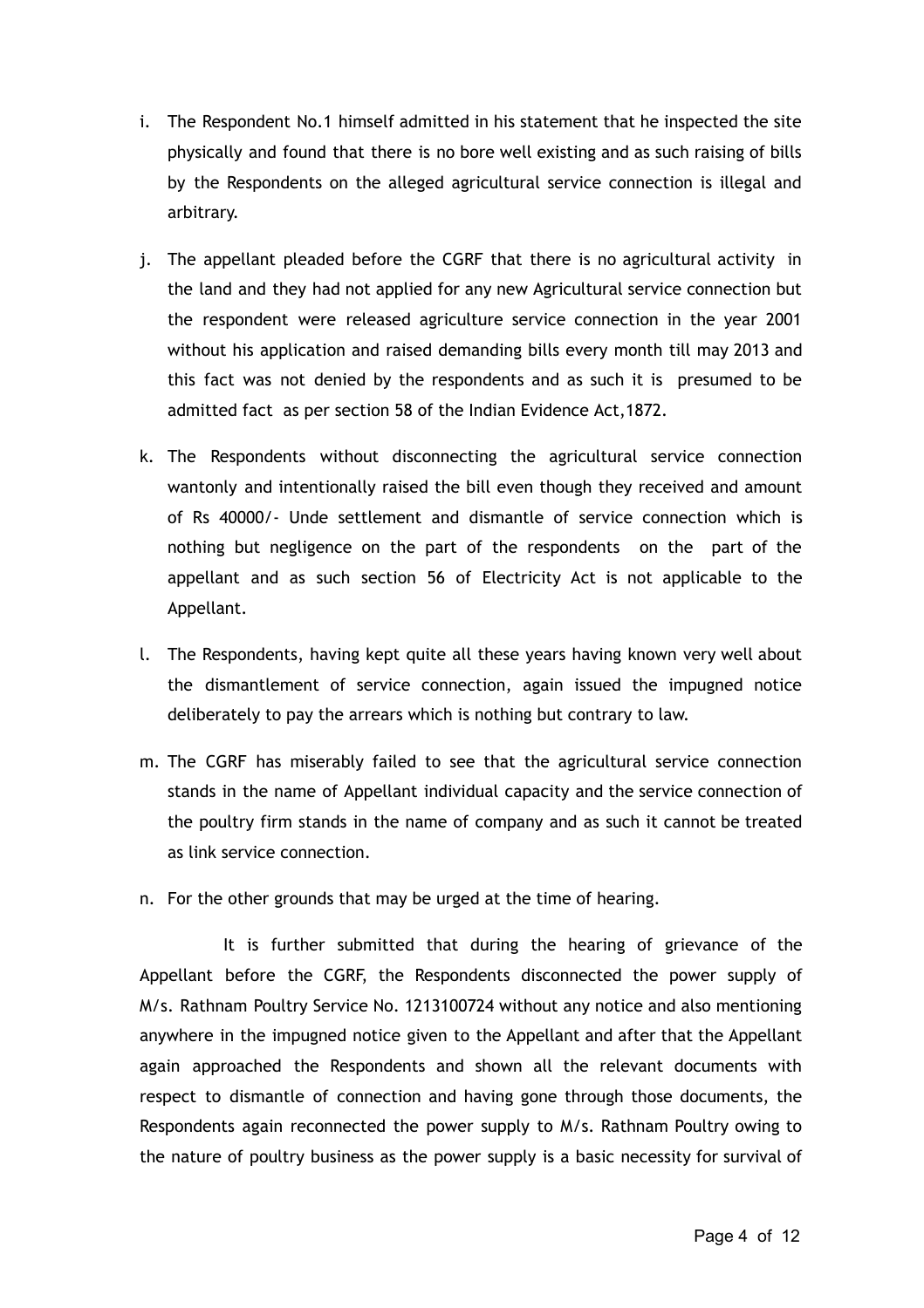i. The Respondent No.1 himself admitted in his statement that he inspected the site physically and found that there is no bore well existing and as such raising of bills by the Respondents on the alleged agricultural service connection is illegal and arbitrary.

j. The appellant pleaded before the CGRF that there is no agricultural activity in the land and they had not applied for any new Agricultural service connection but the respondent were released agriculture service connection in the year 2001 without his application and raised demanding bills every month till may 2013 and this fact was not denied by the respondents and as such it is presumed to be admitted fact as per section 58 of the Indian Evidence Act,1872.

k. The Respondents without disconnecting the agricultural service connection wantonly and intentionally raised the bill even though they received and amount of Rs 40000/- Unde settlement and dismantle of service connection which is nothing but negligence on the part of the respondents on the part of the appellant and as such section 56 of Electricity Act is not applicable to the Appellant.

l. The Respondents, having kept quite all these years having known very well about the dismantlement of service connection, again issued the impugned notice deliberately to pay the arrears which is nothing but contrary to law.

m. The CGRF has miserably failed to see that the agricultural service connection stands in the name of Appellant individual capacity and the service connection of the poultry firm stands in the name of company and as such it cannot be treated as link service connection.

n. For the other grounds that may be urged at the time of hearing.

It is further submitted that during the hearing of grievance of the Appellant before the CGRF, the Respondents disconnected the power supply of M/s. Rathnam Poultry Service No. 1213100724 without any notice and also mentioning anywhere in the impugned notice given to the Appellant and after that the Appellant again approached the Respondents and shown all the relevant documents with respect to dismantle of connection and having gone through those documents, the Respondents again reconnected the power supply to M/s. Rathnam Poultry owing to the nature of poultry business as the power supply is a basic necessity for survival of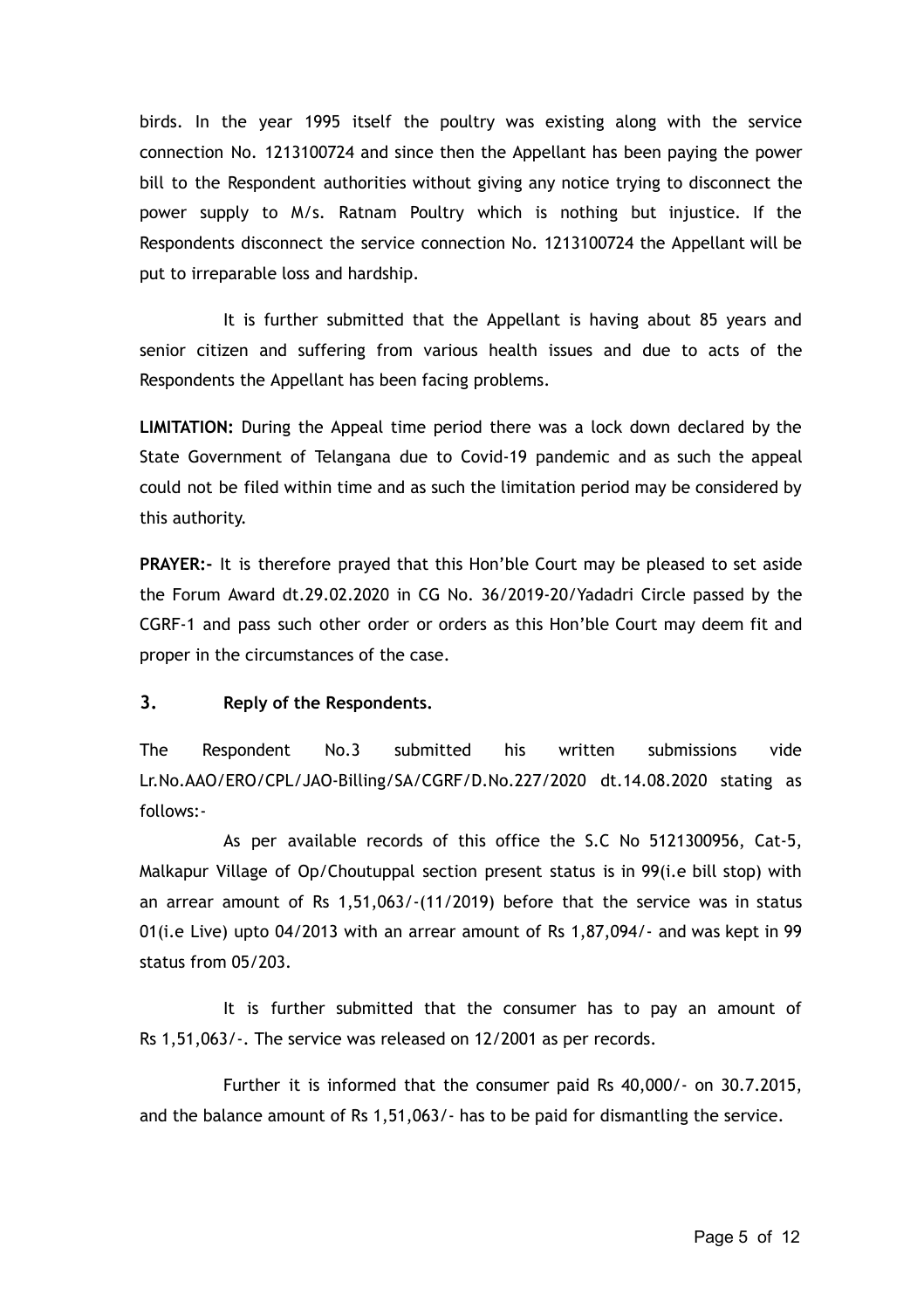birds. In the year 1995 itself the poultry was existing along with the service connection No. 1213100724 and since then the Appellant has been paying the power bill to the Respondent authorities without giving any notice trying to disconnect the power supply to M/s. Ratnam Poultry which is nothing but injustice. If the Respondents disconnect the service connection No. 1213100724 the Appellant will be put to irreparable loss and hardship.

It is further submitted that the Appellant is having about 85 years and senior citizen and suffering from various health issues and due to acts of the Respondents the Appellant has been facing problems.

**LIMITATION:** During the Appeal time period there was a lock down declared by the State Government of Telangana due to Covid-19 pandemic and as such the appeal could not be filed within time and as such the limitation period may be considered by this authority.

**PRAYER:-** It is therefore prayed that this Hon'ble Court may be pleased to set aside the Forum Award dt.29.02.2020 in CG No. 36/2019-20/Yadadri Circle passed by the CGRF-1 and pass such other order or orders as this Hon'ble Court may deem fit and proper in the circumstances of the case.

### 3. Reply of the Respondents.

The Respondent No.3 submitted his written submissions vide Lr.No.AAO/ERO/CPL/JAO-Billing/SA/CGRF/D.No.227/2020 dt.14.08.2020 stating as follows:-

As per available records of this office the S.C No 5121300956, Cat-5, Malkapur Village of Op/Choutuppal section present status is in 99(i.e bill stop) with an arrear amount of Rs 1,51,063/-(11/2019) before that the service was in status 01(i.e Live) upto 04/2013 with an arrear amount of Rs 1,87,094/- and was kept in 99 status from 05/203.

It is further submitted that the consumer has to pay an amount of Rs 1,51,063/-. The service was released on 12/2001 as per records.

Further it is informed that the consumer paid Rs 40,000/- on 30.7.2015, and the balance amount of Rs 1,51,063/- has to be paid for dismantling the service.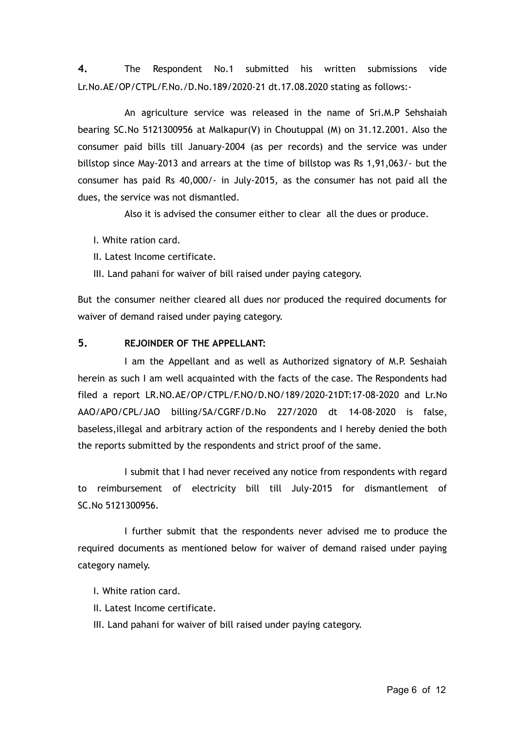**4.** The Respondent No.1 submitted his written submissions vide Lr.No.AE/OP/CTPL/F.No./D.No.189/2020-21 dt.17.08.2020 stating as follows:-

An agriculture service was released in the name of Sri.M.P Sehshaiah bearing SC.No 5121300956 at Malkapur(V) in Choutuppal (M) on 31.12.2001. Also the consumer paid bills till January-2004 (as per records) and the service was under billstop since May-2013 and arrears at the time of billstop was Rs 1,91,063/- but the consumer has paid Rs 40,000/- in July-2015, as the consumer has not paid all the dues, the service was not dismantled.

Also it is advised the consumer either to clear all the dues or produce.

I. White ration card.

II. Latest Income certificate.

III. Land pahani for waiver of bill raised under paying category.

But the consumer neither cleared all dues nor produced the required documents for waiver of demand raised under paying category.

**5. REJOINDER OF THE APPELLANT:**

I am the Appellant and as well as Authorized signatory of M.P. Seshaiah herein as such I am well acquainted with the facts of the case. The Respondents had filed a report LR.NO.AE/OP/CTPL/F.NO/D.NO/189/2020-21DT:17-08-2020 and Lr.No AAO/APO/CPL/JAO billing/SA/CGRF/D.No 227/2020 dt 14-08-2020 is false, baseless,illegal and arbitrary action of the respondents and I hereby denied the both the reports submitted by the respondents and strict proof of the same.

I submit that I had never received any notice from respondents with regard to reimbursement of electricity bill till July-2015 for dismantlement of SC.No 5121300956.

I further submit that the respondents never advised me to produce the required documents as mentioned below for waiver of demand raised under paying category namely.

I. White ration card.

II. Latest Income certificate.

III. Land pahani for waiver of bill raised under paying category.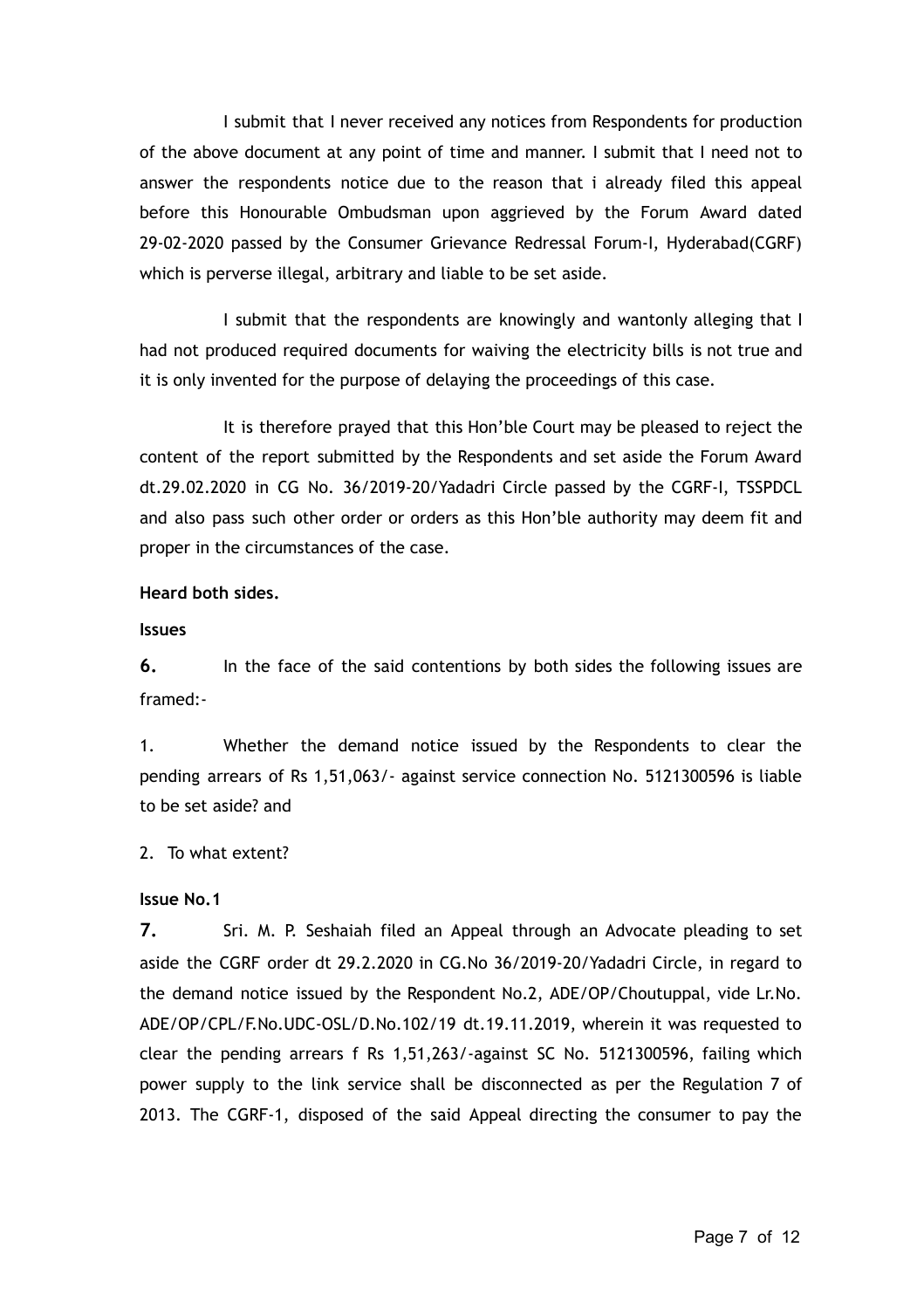I submit that I never received any notices from Respondents for production of the above document at any point of time and manner. I submit that I need not to answer the respondents notice due to the reason that i already filed this appeal before this Honourable Ombudsman upon aggrieved by the Forum Award dated 29-02-2020 passed by the Consumer Grievance Redressal Forum-I, Hyderabad(CGRF) which is perverse illegal, arbitrary and liable to be set aside.

I submit that the respondents are knowingly and wantonly alleging that I had not produced required documents for waiving the electricity bills is not true and it is only invented for the purpose of delaying the proceedings of this case.

It is therefore prayed that this Hon'ble Court may be pleased to reject the content of the report submitted by the Respondents and set aside the Forum Award dt.29.02.2020 in CG No. 36/2019-20/Yadadri Circle passed by the CGRF-I, TSSPDCL and also pass such other order or orders as this Hon'ble authority may deem fit and proper in the circumstances of the case.

**Heard both sides.**

**Issues**

**6.** In the face of the said contentions by both sides the following issues are framed:-

1. Whether the demand notice issued by the Respondents to clear the pending arrears of Rs 1,51,063/- against service connection No. 5121300596 is liable to be set aside? and

2. To what extent?

**Issue No.1**

**7.** Sri. M. P. Seshaiah filed an Appeal through an Advocate pleading to set aside the CGRF order dt 29.2.2020 in CG.No 36/2019-20/Yadadri Circle, in regard to the demand notice issued by the Respondent No.2, ADE/OP/Choutuppal, vide Lr.No. ADE/OP/CPL/F.No.UDC-OSL/D.No.102/19 dt.19.11.2019, wherein it was requested to clear the pending arrears f Rs 1,51,263/-against SC No. 5121300596, failing which power supply to the link service shall be disconnected as per the Regulation 7 of 2013. The CGRF-1, disposed of the said Appeal directing the consumer to pay the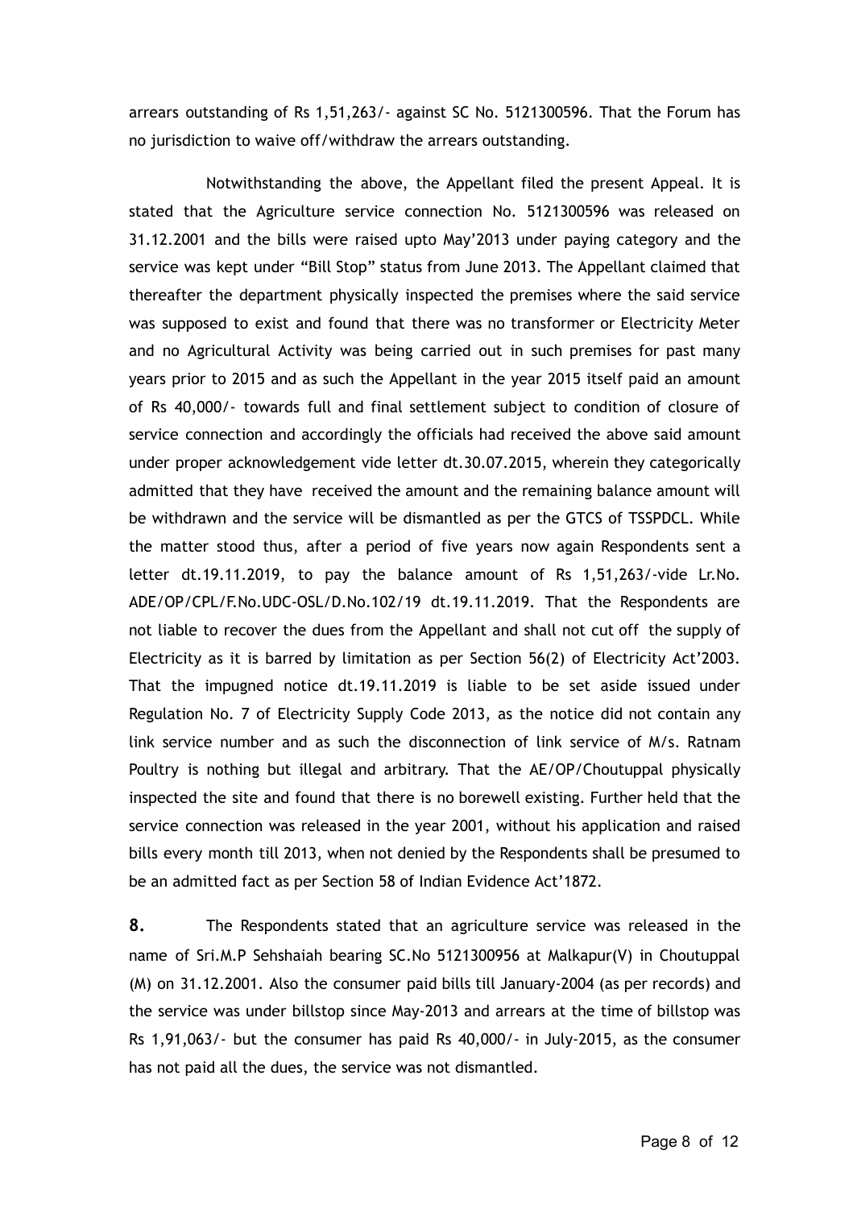arrears outstanding of Rs 1,51,263/- against SC No. 5121300596. That the Forum has no jurisdiction to waive off/withdraw the arrears outstanding.

Notwithstanding the above, the Appellant filed the present Appeal. It is stated that the Agriculture service connection No. 5121300596 was released on 31.12.2001 and the bills were raised upto May'2013 under paying category and the service was kept under "Bill Stop" status from June 2013. The Appellant claimed that thereafter the department physically inspected the premises where the said service was supposed to exist and found that there was no transformer or Electricity Meter and no Agricultural Activity was being carried out in such premises for past many years prior to 2015 and as such the Appellant in the year 2015 itself paid an amount of Rs 40,000/- towards full and final settlement subject to condition of closure of service connection and accordingly the officials had received the above said amount under proper acknowledgement vide letter dt.30.07.2015, wherein they categorically admitted that they have received the amount and the remaining balance amount will be withdrawn and the service will be dismantled as per the GTCS of TSSPDCL. While the matter stood thus, after a period of five years now again Respondents sent a letter dt.19.11.2019, to pay the balance amount of Rs 1,51,263/-vide Lr.No. ADE/OP/CPL/F.No.UDC-OSL/D.No.102/19 dt.19.11.2019. That the Respondents are not liable to recover the dues from the Appellant and shall not cut off the supply of Electricity as it is barred by limitation as per Section 56(2) of Electricity Act'2003. That the impugned notice dt.19.11.2019 is liable to be set aside issued under Regulation No. 7 of Electricity Supply Code 2013, as the notice did not contain any link service number and as such the disconnection of link service of M/s. Ratnam Poultry is nothing but illegal and arbitrary. That the AE/OP/Choutuppal physically inspected the site and found that there is no borewell existing. Further held that the service connection was released in the year 2001, without his application and raised bills every month till 2013, when not denied by the Respondents shall be presumed to be an admitted fact as per Section 58 of Indian Evidence Act'1872.

**8.** The Respondents stated that an agriculture service was released in the name of Sri.M.P Sehshaiah bearing SC.No 5121300956 at Malkapur(V) in Choutuppal (M) on 31.12.2001. Also the consumer paid bills till January-2004 (as per records) and the service was under billstop since May-2013 and arrears at the time of billstop was Rs 1,91,063/- but the consumer has paid Rs 40,000/- in July-2015, as the consumer has not paid all the dues, the service was not dismantled.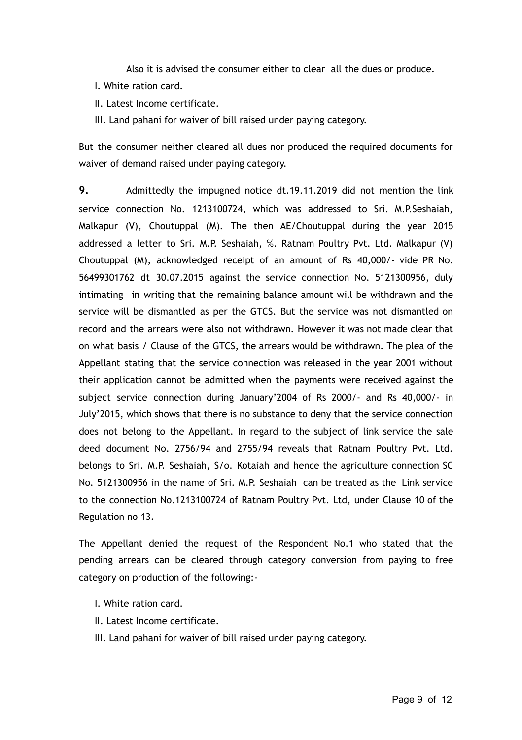Also it is advised the consumer either to clear all the dues or produce.

I. White ration card.

II. Latest Income certificate.

III. Land pahani for waiver of bill raised under paying category.

But the consumer neither cleared all dues nor produced the required documents for waiver of demand raised under paying category.

**9.** Admittedly the impugned notice dt.19.11.2019 did not mention the link service connection No. 1213100724, which was addressed to Sri. M.P.Seshaiah, Malkapur (V), Choutuppal (M). The then AE/Choutuppal during the year 2015 addressed a letter to Sri. M.P. Seshaiah, %. Ratnam Poultry Pvt. Ltd. Malkapur (V) Choutuppal (M), acknowledged receipt of an amount of Rs 40,000/- vide PR No. 56499301762 dt 30.07.2015 against the service connection No. 5121300956, duly intimating in writing that the remaining balance amount will be withdrawn and the service will be dismantled as per the GTCS. But the service was not dismantled on record and the arrears were also not withdrawn. However it was not made clear that on what basis / Clause of the GTCS, the arrears would be withdrawn. The plea of the Appellant stating that the service connection was released in the year 2001 without their application cannot be admitted when the payments were received against the subject service connection during January'2004 of Rs 2000/- and Rs 40,000/- in July'2015, which shows that there is no substance to deny that the service connection does not belong to the Appellant. In regard to the subject of link service the sale deed document No. 2756/94 and 2755/94 reveals that Ratnam Poultry Pvt. Ltd. belongs to Sri. M.P. Seshaiah, S/o. Kotaiah and hence the agriculture connection SC No. 5121300956 in the name of Sri. M.P. Seshaiah can be treated as the Link service to the connection No.1213100724 of Ratnam Poultry Pvt. Ltd, under Clause 10 of the Regulation no 13.

The Appellant denied the request of the Respondent No.1 who stated that the pending arrears can be cleared through category conversion from paying to free category on production of the following:-

I. White ration card.

II. Latest Income certificate.

III. Land pahani for waiver of bill raised under paying category.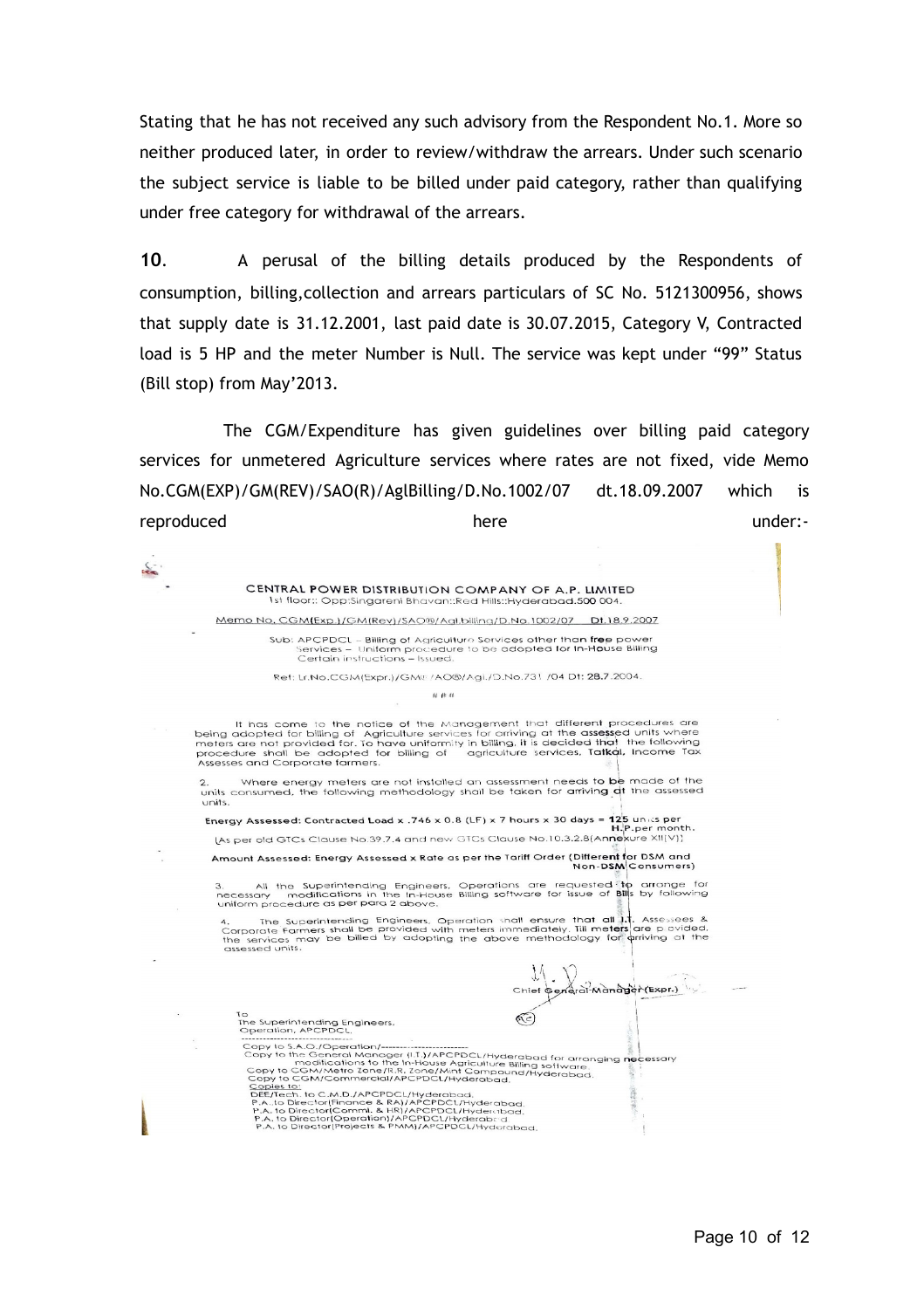Stating that he has not received any such advisory from the Respondent No.1. More so neither produced later, in order to review/withdraw the arrears. Under such scenario the subject service is liable to be billed under paid category, rather than qualifying under free category for withdrawal of the arrears.

**10.** A perusal of the billing details produced by the Respondents of consumption, billing,collection and arrears particulars of SC No. 5121300956, shows that supply date is 31.12.2001, last paid date is 30.07.2015, Category V, Contracted load is 5 HP and the meter Number is Null. The service was kept under "99" Status (Bill stop) from May'2013.

The CGM/Expenditure has given guidelines over billing paid category services for unmetered Agriculture services where rates are not fixed, vide Memo No.CGM(EXP)/GM(REV)/SAO(R)/AglBilling/D.No.1002/07 dt.18.09.2007 which is reproduced here under:-

CENTRAL POWER DISTRIBUTION COMPANY OF A.P. LIMITED
1st floor:: Opp:Singareni Bhavan::Red Hills::Hyderabad.500 004.

Memo No. CGM(Exp.)/GM(Rev)/SAO®/Agl.billing/D.No.1002/07 Dt.18.9.2007

Sub: APCPDCL – Billing of Agriculture Services other than free power Services – Uniform procedure to be adopted for In-House Billing Certain instructions – Issued.

Ref: Lr.No.CGM(Expr.)/GM/ /AO®/Agl./D.No.731 /04 Dt: 28.7.2004.

###

It has come to the notice of the Management that different procedures are being adopted for billing of Agriculture services for arriving at the assessed units where meters are not provided for. To have uniformity in billing, it is decided that the following procedure shall be adopted for billing of agriculture services, Tatkal, Income Tax Assesses and Corporate farmers.

2. Where energy meters are not installed an assessment needs to be made of the units consumed, the following methodology shall be taken for arriving at the assessed units.

**Energy Assessed: Contracted Load x .746 x 0.8 (LF) x 7 hours x 30 days = 125 units per H.P.per month.**

(As per old GTCs Clause No.39.7.4 and new GTCs Clause No.10.3.2.8(Annexure XII(V))

**Amount Assessed: Energy Assessed x Rate as per the Tariff Order (Different for DSM and Non-DSM Consumers)**

3. All the Superintending Engineers, Operations are requested to arrange for necessary modifications in the In-House Billing software for issue of Bills by following uniform procedure as per para 2 above.

4. The Superintending Engineers, Operation shall ensure that all I.T. Assessees & Corporate Farmers shall be provided with meters immediately. Till meters are provided, the services may be billed by adopting the above methodology for arriving at the assessed units.

Chief General Manager(Expr.)

To
The Superintending Engineers,
Operation, APCPDCL.

Copy to S.A.O./Operation/
Copy to the General Manager (I.T.)/APCPDCL/Hyderabad for arranging necessary modifications to the In-House Agriculture Billing software.
Copy to CGM/Metro Zone/R.R. Zone/Mint Compound/Hyderabad.
Copy to CGM/Commercial/APCPDCL/Hyderabad.
Copies to:
DEE/Tech. to C.M.D./APCPDCL/Hyderabad.
P.A. to Director(Finance & RA)/APCPDCL/Hyderabad.
P.A. to Director(Comml. & HR)/APCPDCL/Hyderabad.
P.A. to Director(Operation)/APCPDCL/Hyderabad
P.A. to Director(Projects & PMM)/APCPDCL/Hyderabad.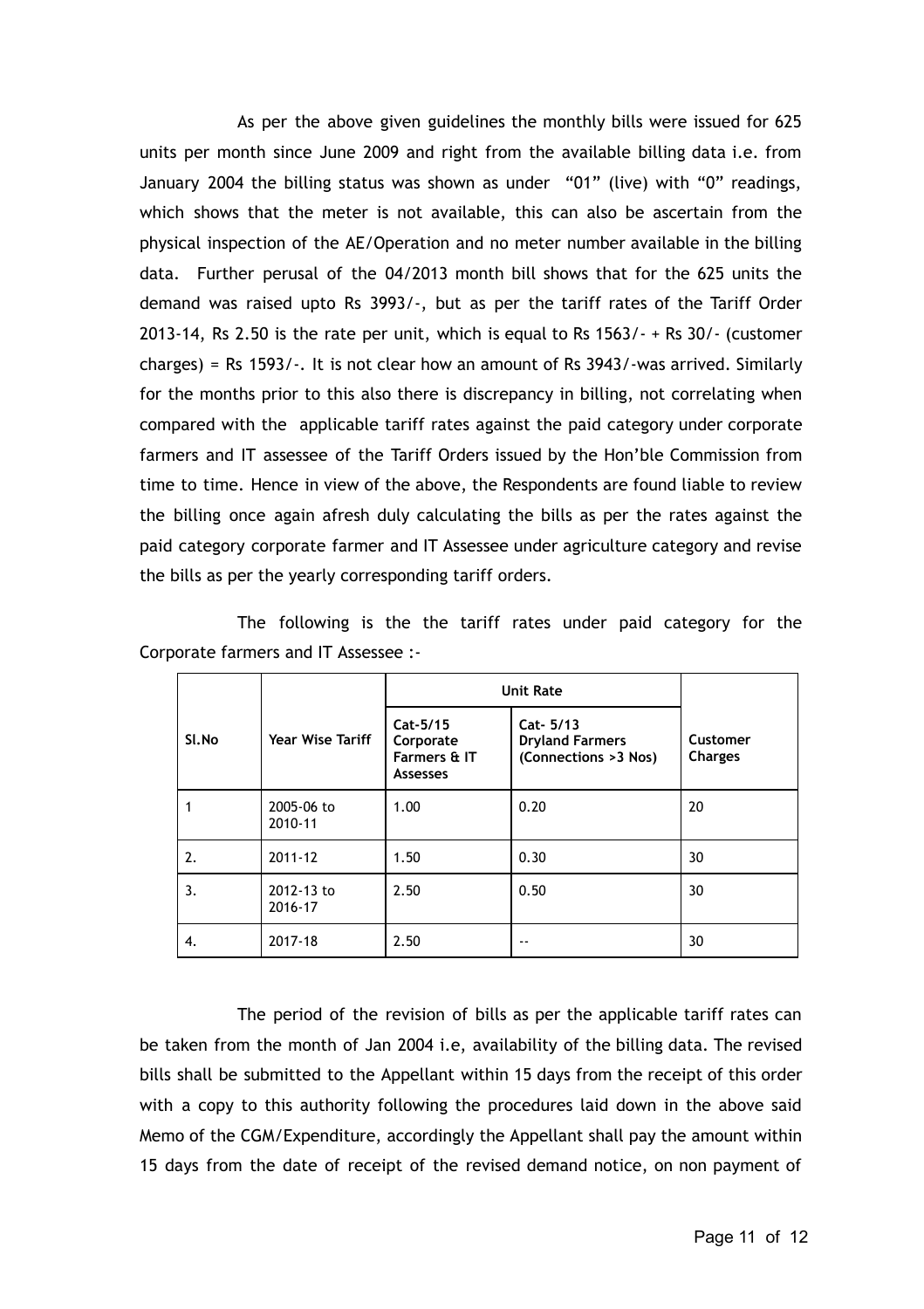As per the above given guidelines the monthly bills were issued for 625 units per month since June 2009 and right from the available billing data i.e. from January 2004 the billing status was shown as under "01" (live) with "0" readings, which shows that the meter is not available, this can also be ascertain from the physical inspection of the AE/Operation and no meter number available in the billing data. Further perusal of the 04/2013 month bill shows that for the 625 units the demand was raised upto Rs 3993/-, but as per the tariff rates of the Tariff Order 2013-14, Rs 2.50 is the rate per unit, which is equal to Rs 1563/- + Rs 30/- (customer charges) = Rs 1593/-. It is not clear how an amount of Rs 3943/-was arrived. Similarly for the months prior to this also there is discrepancy in billing, not correlating when compared with the applicable tariff rates against the paid category under corporate farmers and IT assessee of the Tariff Orders issued by the Hon'ble Commission from time to time. Hence in view of the above, the Respondents are found liable to review the billing once again afresh duly calculating the bills as per the rates against the paid category corporate farmer and IT Assessee under agriculture category and revise the bills as per the yearly corresponding tariff orders.

The following is the the tariff rates under paid category for the Corporate farmers and IT Assessee :-

| Sl.No | Year Wise Tariff | Unit Rate | | Customer Charges |
|---|---|---|---|---|
| | | Cat-5/15 Corporate Farmers & IT Assesses | Cat- 5/13 Dryland Farmers (Connections >3 Nos) | |
| 1 | 2005-06 to 2010-11 | 1.00 | 0.20 | 20 |
| 2. | 2011-12 | 1.50 | 0.30 | 30 |
| 3. | 2012-13 to 2016-17 | 2.50 | 0.50 | 30 |
| 4. | 2017-18 | 2.50 | -- | 30 |

The period of the revision of bills as per the applicable tariff rates can be taken from the month of Jan 2004 i.e, availability of the billing data. The revised bills shall be submitted to the Appellant within 15 days from the receipt of this order with a copy to this authority following the procedures laid down in the above said Memo of the CGM/Expenditure, accordingly the Appellant shall pay the amount within 15 days from the date of receipt of the revised demand notice, on non payment of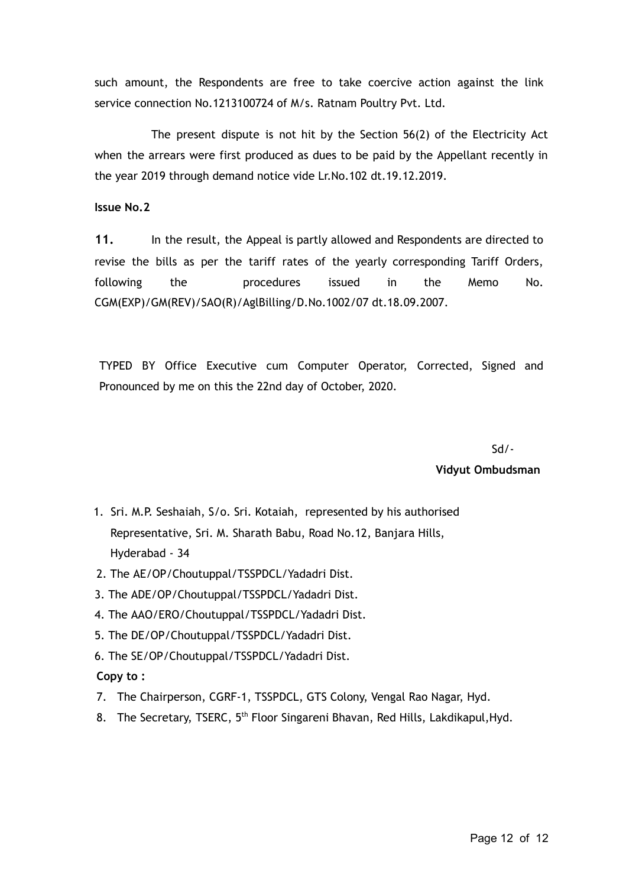such amount, the Respondents are free to take coercive action against the link service connection No.1213100724 of M/s. Ratnam Poultry Pvt. Ltd.

The present dispute is not hit by the Section 56(2) of the Electricity Act when the arrears were first produced as dues to be paid by the Appellant recently in the year 2019 through demand notice vide Lr.No.102 dt.19.12.2019.

**Issue No.2**

**11.** In the result, the Appeal is partly allowed and Respondents are directed to revise the bills as per the tariff rates of the yearly corresponding Tariff Orders, following the procedures issued in the Memo No. CGM(EXP)/GM(REV)/SAO(R)/AglBilling/D.No.1002/07 dt.18.09.2007.

TYPED BY Office Executive cum Computer Operator, Corrected, Signed and Pronounced by me on this the 22nd day of October, 2020.

Sd/-

**Vidyut Ombudsman**

1. Sri. M.P. Seshaiah, S/o. Sri. Kotaiah, represented by his authorised Representative, Sri. M. Sharath Babu, Road No.12, Banjara Hills, Hyderabad - 34
2. The AE/OP/Choutuppal/TSSPDCL/Yadadri Dist.
3. The ADE/OP/Choutuppal/TSSPDCL/Yadadri Dist.
4. The AAO/ERO/Choutuppal/TSSPDCL/Yadadri Dist.
5. The DE/OP/Choutuppal/TSSPDCL/Yadadri Dist.
6. The SE/OP/Choutuppal/TSSPDCL/Yadadri Dist.

**Copy to :**

7. The Chairperson, CGRF-1, TSSPDCL, GTS Colony, Vengal Rao Nagar, Hyd.
8. The Secretary, TSERC, 5th Floor Singareni Bhavan, Red Hills, Lakdikapul,Hyd.